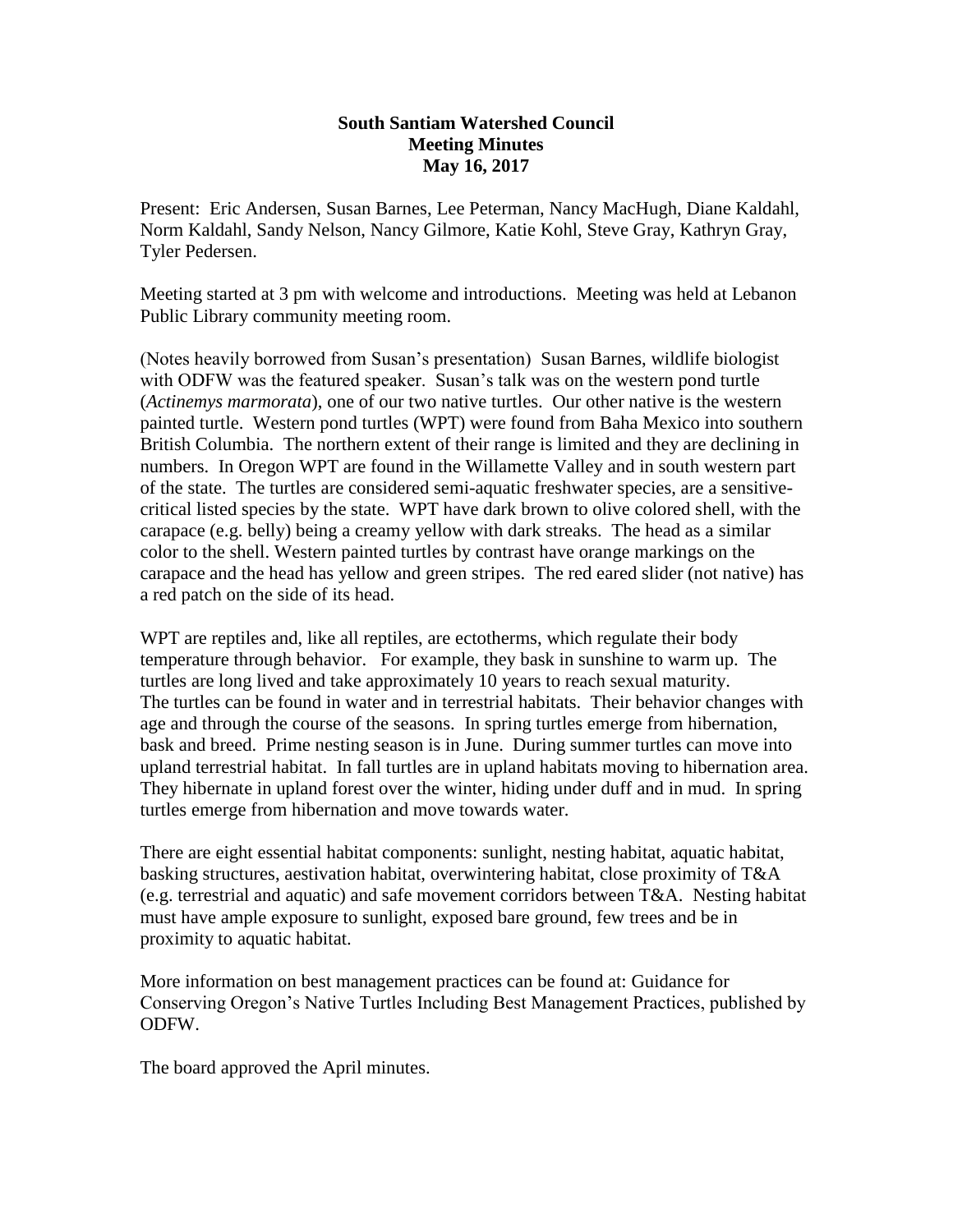**South Santiam Watershed Council**
**Meeting Minutes**
**May 16, 2017**

Present: Eric Andersen, Susan Barnes, Lee Peterman, Nancy MacHugh, Diane Kaldahl, Norm Kaldahl, Sandy Nelson, Nancy Gilmore, Katie Kohl, Steve Gray, Kathryn Gray, Tyler Pedersen.

Meeting started at 3 pm with welcome and introductions. Meeting was held at Lebanon Public Library community meeting room.

(Notes heavily borrowed from Susan's presentation) Susan Barnes, wildlife biologist with ODFW was the featured speaker. Susan's talk was on the western pond turtle (*Actinemys marmorata*), one of our two native turtles. Our other native is the western painted turtle. Western pond turtles (WPT) were found from Baha Mexico into southern British Columbia. The northern extent of their range is limited and they are declining in numbers. In Oregon WPT are found in the Willamette Valley and in south western part of the state. The turtles are considered semi-aquatic freshwater species, are a sensitive-critical listed species by the state. WPT have dark brown to olive colored shell, with the carapace (e.g. belly) being a creamy yellow with dark streaks. The head as a similar color to the shell. Western painted turtles by contrast have orange markings on the carapace and the head has yellow and green stripes. The red eared slider (not native) has a red patch on the side of its head.

WPT are reptiles and, like all reptiles, are ectotherms, which regulate their body temperature through behavior. For example, they bask in sunshine to warm up. The turtles are long lived and take approximately 10 years to reach sexual maturity. The turtles can be found in water and in terrestrial habitats. Their behavior changes with age and through the course of the seasons. In spring turtles emerge from hibernation, bask and breed. Prime nesting season is in June. During summer turtles can move into upland terrestrial habitat. In fall turtles are in upland habitats moving to hibernation area. They hibernate in upland forest over the winter, hiding under duff and in mud. In spring turtles emerge from hibernation and move towards water.

There are eight essential habitat components: sunlight, nesting habitat, aquatic habitat, basking structures, aestivation habitat, overwintering habitat, close proximity of T&A (e.g. terrestrial and aquatic) and safe movement corridors between T&A. Nesting habitat must have ample exposure to sunlight, exposed bare ground, few trees and be in proximity to aquatic habitat.

More information on best management practices can be found at: Guidance for Conserving Oregon's Native Turtles Including Best Management Practices, published by ODFW.

The board approved the April minutes.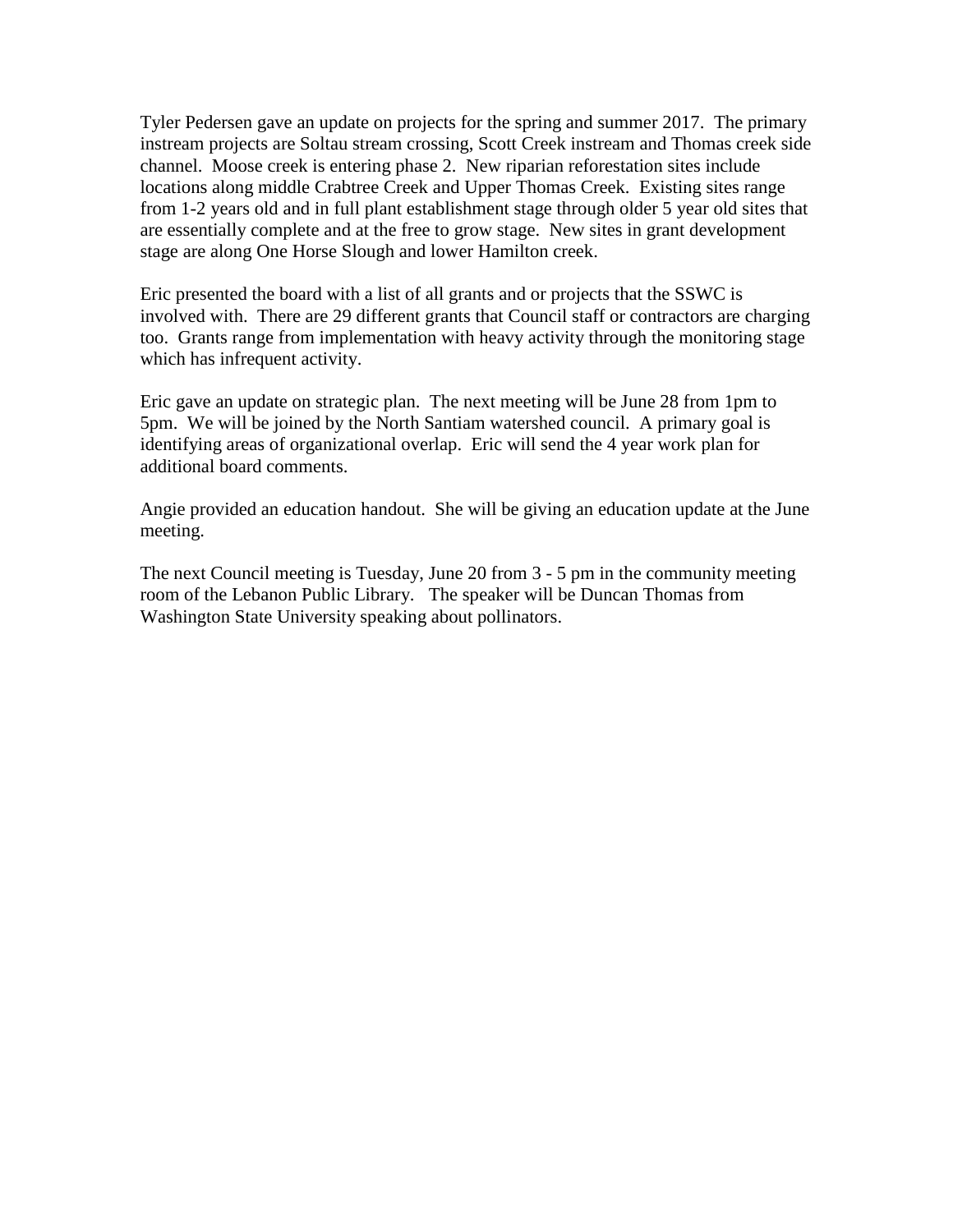Tyler Pedersen gave an update on projects for the spring and summer 2017. The primary instream projects are Soltau stream crossing, Scott Creek instream and Thomas creek side channel. Moose creek is entering phase 2. New riparian reforestation sites include locations along middle Crabtree Creek and Upper Thomas Creek. Existing sites range from 1-2 years old and in full plant establishment stage through older 5 year old sites that are essentially complete and at the free to grow stage. New sites in grant development stage are along One Horse Slough and lower Hamilton creek.

Eric presented the board with a list of all grants and or projects that the SSWC is involved with. There are 29 different grants that Council staff or contractors are charging too. Grants range from implementation with heavy activity through the monitoring stage which has infrequent activity.

Eric gave an update on strategic plan. The next meeting will be June 28 from 1pm to 5pm. We will be joined by the North Santiam watershed council. A primary goal is identifying areas of organizational overlap. Eric will send the 4 year work plan for additional board comments.

Angie provided an education handout. She will be giving an education update at the June meeting.

The next Council meeting is Tuesday, June 20 from 3 - 5 pm in the community meeting room of the Lebanon Public Library. The speaker will be Duncan Thomas from Washington State University speaking about pollinators.